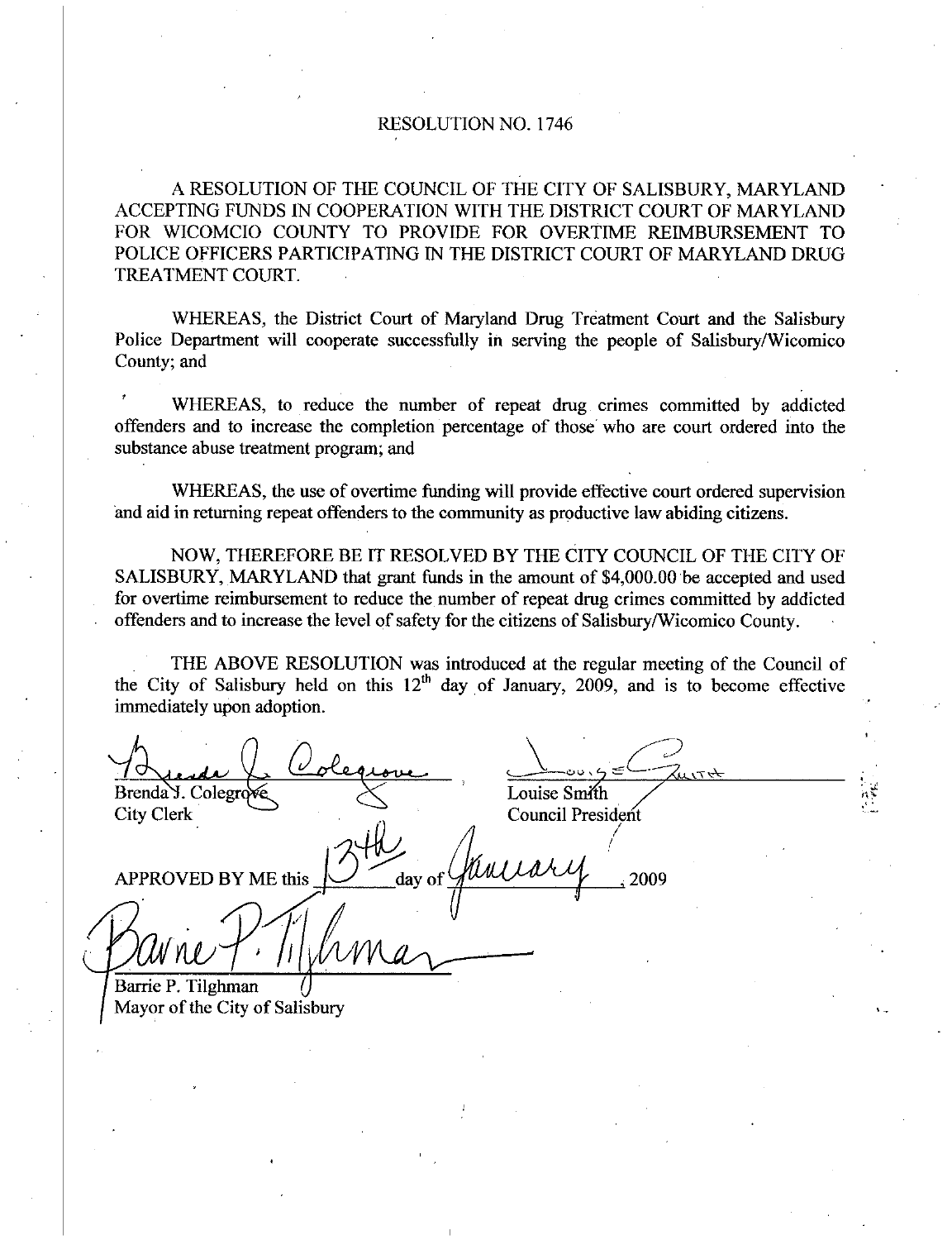# RESOLUTION NO. 1746

A RESOLUTION OF THE COUNCIL OF THE CITY OF SALISBURY, MARYLAND ACCEPTING FUNDS IN COOPERATION WITH THE DISTRICT COURT OF MARYLAND FOR WICOMCIO COUNTY TO PROVIDE FOR OVERTIME REIMBURSEMENT TO POLICE OFFICERS PARTICIPATING IN THE DISTRICT COURT OF MARYLAND DRUG TREATMENT COURT.

WHEREAS, the District Court of Maryland Drug Treatment Court and the Salisbury Police Department will cooperate successfully in serving the people of Salisbury/Wicomico County; and

WHEREAS, to reduce the number of repeat drug crimes committed by addicted offenders and to increase the completion percentage of those who are court ordered into the substance abuse treatment program; and

WHEREAS, the use of overtime funding will provide effective court ordered supervision and aid in returning repeat offenders to the community as productive law abiding citizens.

NOW, THEREFORE BE IT RESOLVED BY THE CITY COUNCIL OF THE CITY OF SALISBURY, MARYLAND that grant funds in the amount of $4,000.00 be accepted and used for overtime reimbursement to reduce the number of repeat drug crimes committed by addicted offenders and to increase the level of safety for the citizens of Salisbury/Wicomico County.

THE ABOVE RESOLUTION was introduced at the regular meeting of the Council of the City of Salisbury held on this 12th day of January, 2009, and is to become effective immediately upon adoption.

Brenda J. Colegrove
City Clerk

Louise Smith
Council President

APPROVED BY ME this 13th day of January, 2009

Barrie P. Tilghman
Mayor of the City of Salisbury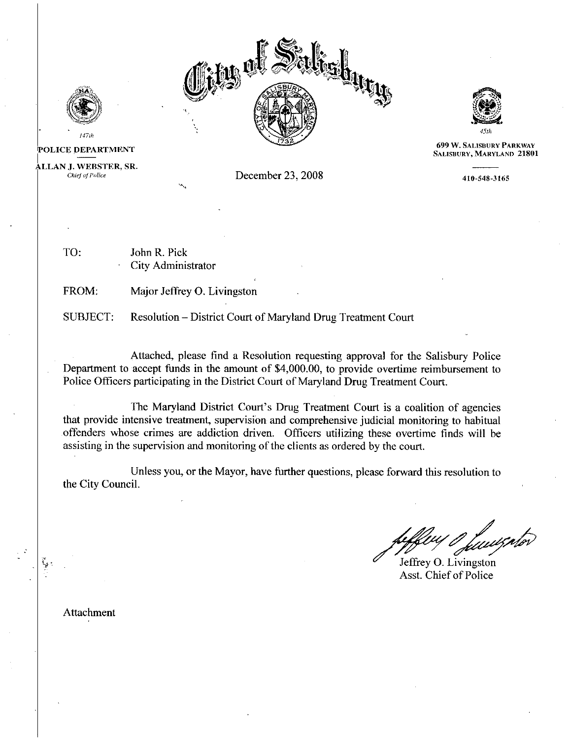# City of Salisbury

147th

**POLICE DEPARTMENT**

**ALLAN J. WEBSTER, SR.**
*Chief of Police*

45th

**699 W. SALISBURY PARKWAY**
**SALISBURY, MARYLAND 21801**

**410-548-3165**

December 23, 2008

TO: John R. Pick
City Administrator

FROM: Major Jeffrey O. Livingston

SUBJECT: Resolution – District Court of Maryland Drug Treatment Court

Attached, please find a Resolution requesting approval for the Salisbury Police Department to accept funds in the amount of $4,000.00, to provide overtime reimbursement to Police Officers participating in the District Court of Maryland Drug Treatment Court.

The Maryland District Court's Drug Treatment Court is a coalition of agencies that provide intensive treatment, supervision and comprehensive judicial monitoring to habitual offenders whose crimes are addiction driven. Officers utilizing these overtime finds will be assisting in the supervision and monitoring of the clients as ordered by the court.

Unless you, or the Mayor, have further questions, please forward this resolution to the City Council.

Jeffrey O. Livingston
Asst. Chief of Police

Attachment